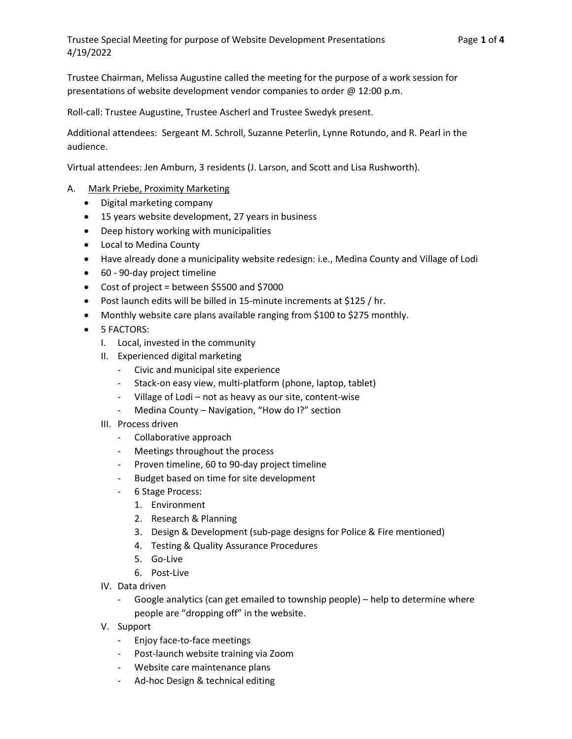Trustee Special Meeting for purpose of Website Development Presentations
4/19/2022

Trustee Chairman, Melissa Augustine called the meeting for the purpose of a work session for presentations of website development vendor companies to order @ 12:00 p.m.

Roll-call: Trustee Augustine, Trustee Ascherl and Trustee Swedyk present.

Additional attendees: Sergeant M. Schroll, Suzanne Peterlin, Lynne Rotundo, and R. Pearl in the audience.

Virtual attendees: Jen Amburn, 3 residents (J. Larson, and Scott and Lisa Rushworth).

A. <u>Mark Priebe, Proximity Marketing</u>
   - Digital marketing company
   - 15 years website development, 27 years in business
   - Deep history working with municipalities
   - Local to Medina County
   - Have already done a municipality website redesign: i.e., Medina County and Village of Lodi
   - 60 - 90-day project timeline
   - Cost of project = between $5500 and $7000
   - Post launch edits will be billed in 15-minute increments at $125 / hr.
   - Monthly website care plans available ranging from $100 to $275 monthly.
   - 5 FACTORS:
     - I. Local, invested in the community
     - II. Experienced digital marketing
       - Civic and municipal site experience
       - Stack-on easy view, multi-platform (phone, laptop, tablet)
       - Village of Lodi – not as heavy as our site, content-wise
       - Medina County – Navigation, "How do I?" section
     - III. Process driven
       - Collaborative approach
       - Meetings throughout the process
       - Proven timeline, 60 to 90-day project timeline
       - Budget based on time for site development
       - 6 Stage Process:
         1. Environment
         2. Research & Planning
         3. Design & Development (sub-page designs for Police & Fire mentioned)
         4. Testing & Quality Assurance Procedures
         5. Go-Live
         6. Post-Live
     - IV. Data driven
       - Google analytics (can get emailed to township people) – help to determine where people are "dropping off" in the website.
     - V. Support
       - Enjoy face-to-face meetings
       - Post-launch website training via Zoom
       - Website care maintenance plans
       - Ad-hoc Design & technical editing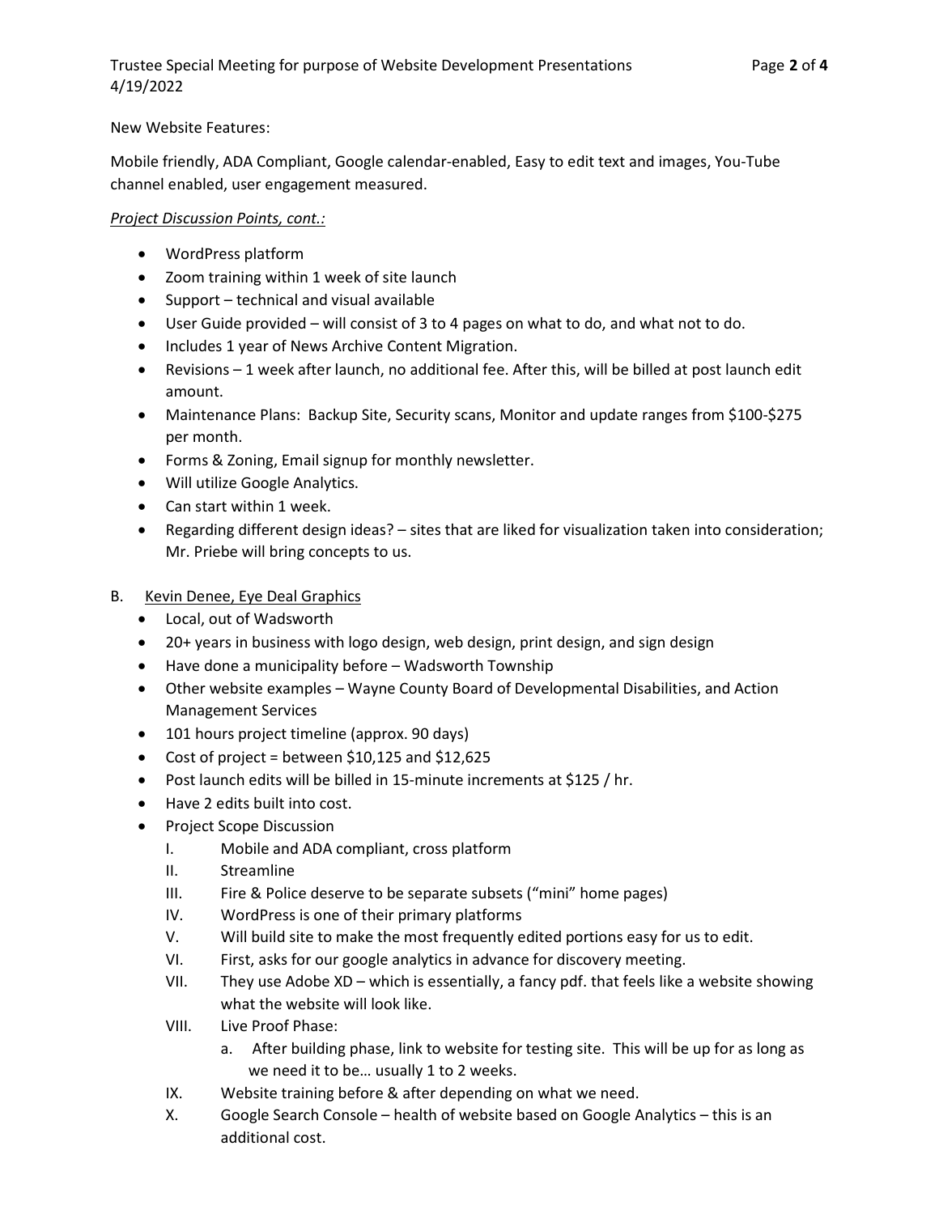New Website Features:

Mobile friendly, ADA Compliant, Google calendar-enabled, Easy to edit text and images, You-Tube channel enabled, user engagement measured.

*Project Discussion Points, cont.:*

- WordPress platform
- Zoom training within 1 week of site launch
- Support – technical and visual available
- User Guide provided – will consist of 3 to 4 pages on what to do, and what not to do.
- Includes 1 year of News Archive Content Migration.
- Revisions – 1 week after launch, no additional fee. After this, will be billed at post launch edit amount.
- Maintenance Plans: Backup Site, Security scans, Monitor and update ranges from $100-$275 per month.
- Forms & Zoning, Email signup for monthly newsletter.
- Will utilize Google Analytics.
- Can start within 1 week.
- Regarding different design ideas? – sites that are liked for visualization taken into consideration; Mr. Priebe will bring concepts to us.

B. <u>Kevin Denee, Eye Deal Graphics</u>

- Local, out of Wadsworth
- 20+ years in business with logo design, web design, print design, and sign design
- Have done a municipality before – Wadsworth Township
- Other website examples – Wayne County Board of Developmental Disabilities, and Action Management Services
- 101 hours project timeline (approx. 90 days)
- Cost of project = between $10,125 and $12,625
- Post launch edits will be billed in 15-minute increments at $125 / hr.
- Have 2 edits built into cost.
- Project Scope Discussion
  - I. Mobile and ADA compliant, cross platform
  - II. Streamline
  - III. Fire & Police deserve to be separate subsets ("mini" home pages)
  - IV. WordPress is one of their primary platforms
  - V. Will build site to make the most frequently edited portions easy for us to edit.
  - VI. First, asks for our google analytics in advance for discovery meeting.
  - VII. They use Adobe XD – which is essentially, a fancy pdf. that feels like a website showing what the website will look like.
  - VIII. Live Proof Phase:
    - a. After building phase, link to website for testing site. This will be up for as long as we need it to be… usually 1 to 2 weeks.
  - IX. Website training before & after depending on what we need.
  - X. Google Search Console – health of website based on Google Analytics – this is an additional cost.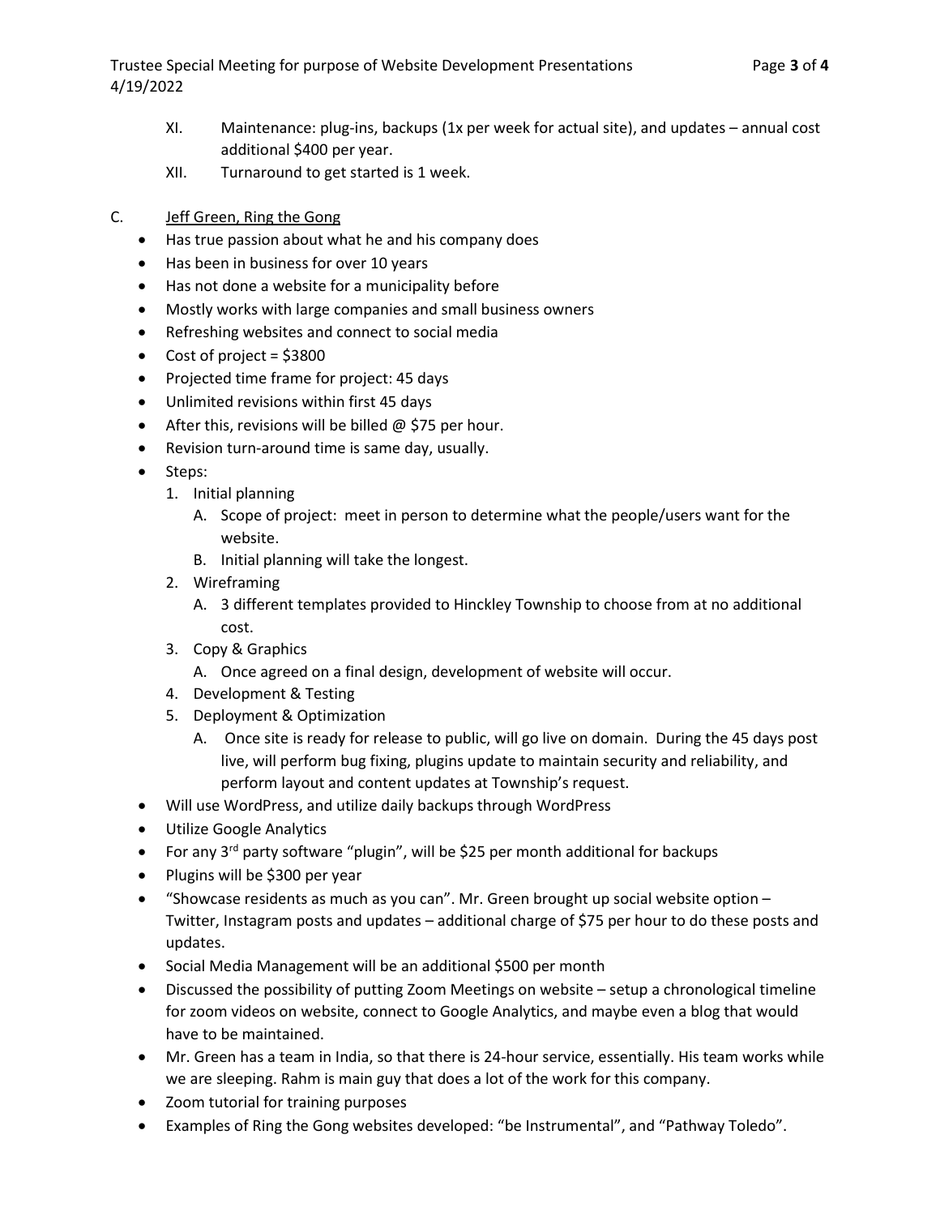XI. Maintenance: plug-ins, backups (1x per week for actual site), and updates – annual cost additional $400 per year.

XII. Turnaround to get started is 1 week.

C. <u>Jeff Green, Ring the Gong</u>

- Has true passion about what he and his company does
- Has been in business for over 10 years
- Has not done a website for a municipality before
- Mostly works with large companies and small business owners
- Refreshing websites and connect to social media
- Cost of project = $3800
- Projected time frame for project: 45 days
- Unlimited revisions within first 45 days
- After this, revisions will be billed @ $75 per hour.
- Revision turn-around time is same day, usually.
- Steps:
  1. Initial planning
     - A. Scope of project: meet in person to determine what the people/users want for the website.
     - B. Initial planning will take the longest.
  2. Wireframing
     - A. 3 different templates provided to Hinckley Township to choose from at no additional cost.
  3. Copy & Graphics
     - A. Once agreed on a final design, development of website will occur.
  4. Development & Testing
  5. Deployment & Optimization
     - A. Once site is ready for release to public, will go live on domain. During the 45 days post live, will perform bug fixing, plugins update to maintain security and reliability, and perform layout and content updates at Township's request.
- Will use WordPress, and utilize daily backups through WordPress
- Utilize Google Analytics
- For any 3rd party software "plugin", will be $25 per month additional for backups
- Plugins will be $300 per year
- "Showcase residents as much as you can". Mr. Green brought up social website option – Twitter, Instagram posts and updates – additional charge of $75 per hour to do these posts and updates.
- Social Media Management will be an additional $500 per month
- Discussed the possibility of putting Zoom Meetings on website – setup a chronological timeline for zoom videos on website, connect to Google Analytics, and maybe even a blog that would have to be maintained.
- Mr. Green has a team in India, so that there is 24-hour service, essentially. His team works while we are sleeping. Rahm is main guy that does a lot of the work for this company.
- Zoom tutorial for training purposes
- Examples of Ring the Gong websites developed: "be Instrumental", and "Pathway Toledo".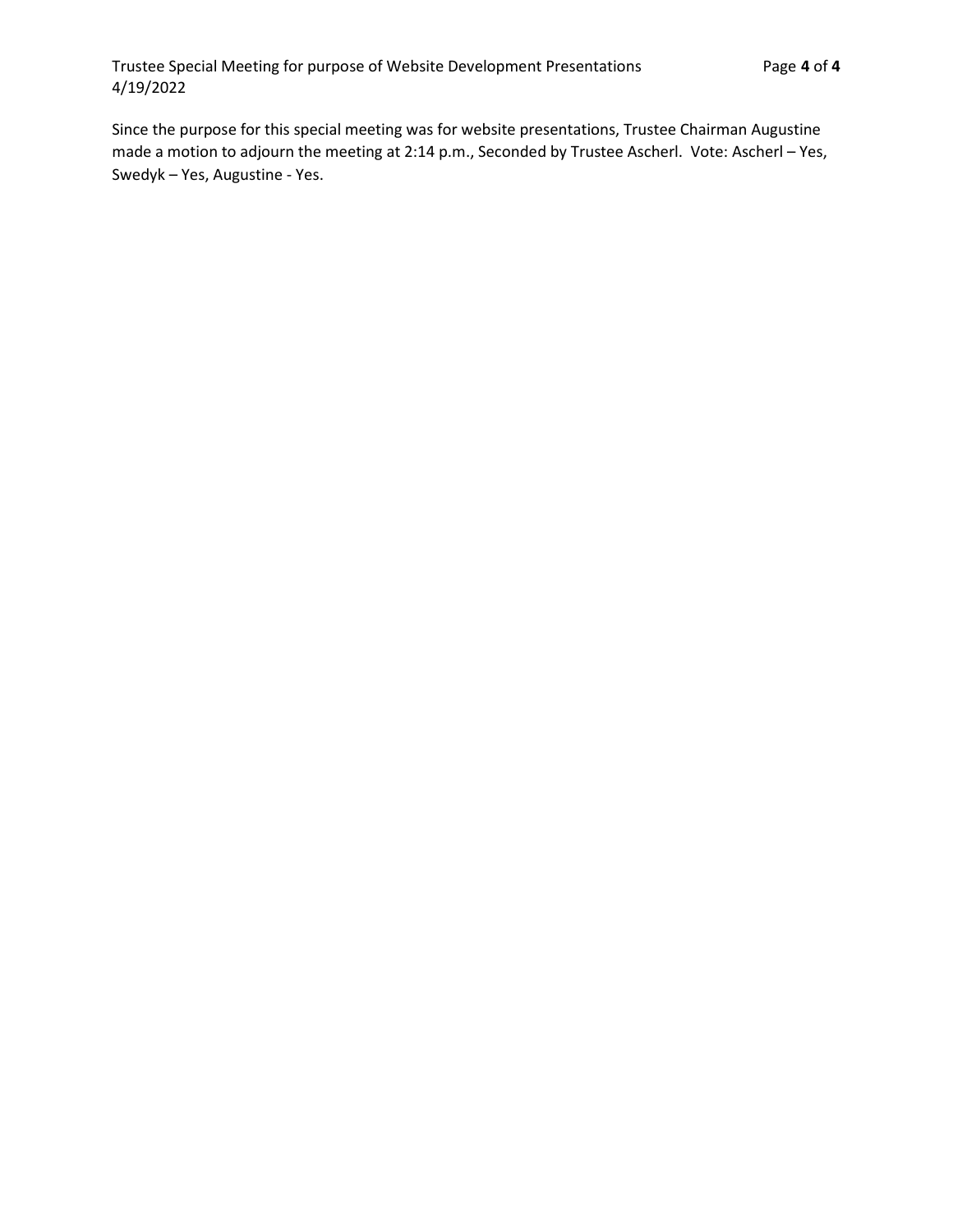Since the purpose for this special meeting was for website presentations, Trustee Chairman Augustine made a motion to adjourn the meeting at 2:14 p.m., Seconded by Trustee Ascherl. Vote: Ascherl – Yes, Swedyk – Yes, Augustine - Yes.